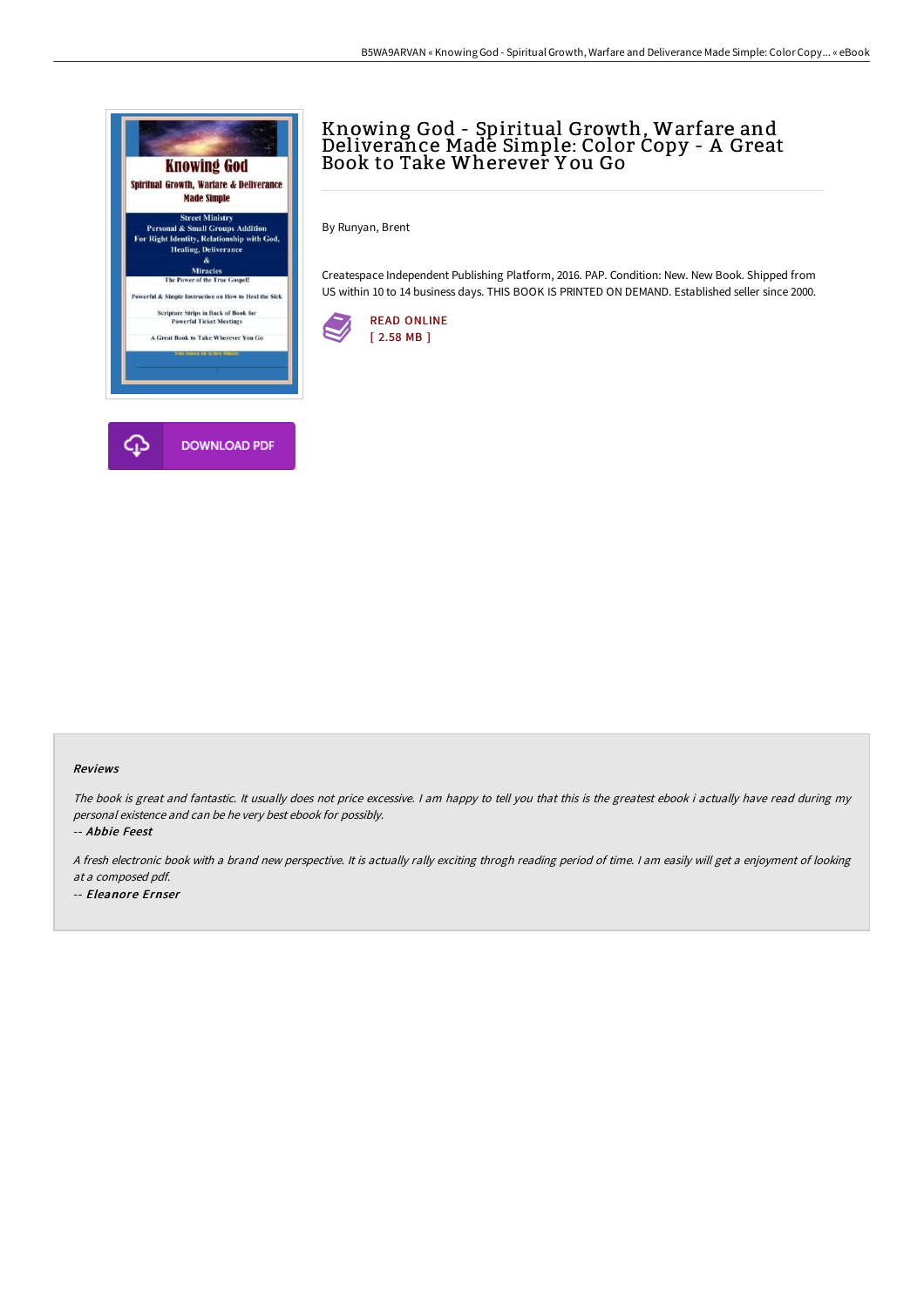# Knowing God - Spiritual Growth, Warfare and Deliverance Made Simple: Color Copy - A Great Book to Take Wherever You Go

By Runyan, Brent

Createspace Independent Publishing Platform, 2016. PAP. Condition: New. New Book. Shipped from US within 10 to 14 business days. THIS BOOK IS PRINTED ON DEMAND. Established seller since 2000.

READ ONLINE
[ 2.58 MB ]

DOWNLOAD PDF

## Reviews

*The book is great and fantastic. It usually does not price excessive. I am happy to tell you that this is the greatest ebook i actually have read during my personal existence and can be he very best ebook for possibly.*

*-- Abbie Feest*

*A fresh electronic book with a brand new perspective. It is actually rally exciting throgh reading period of time. I am easily will get a enjoyment of looking at a composed pdf.*

*-- Eleanore Ernser*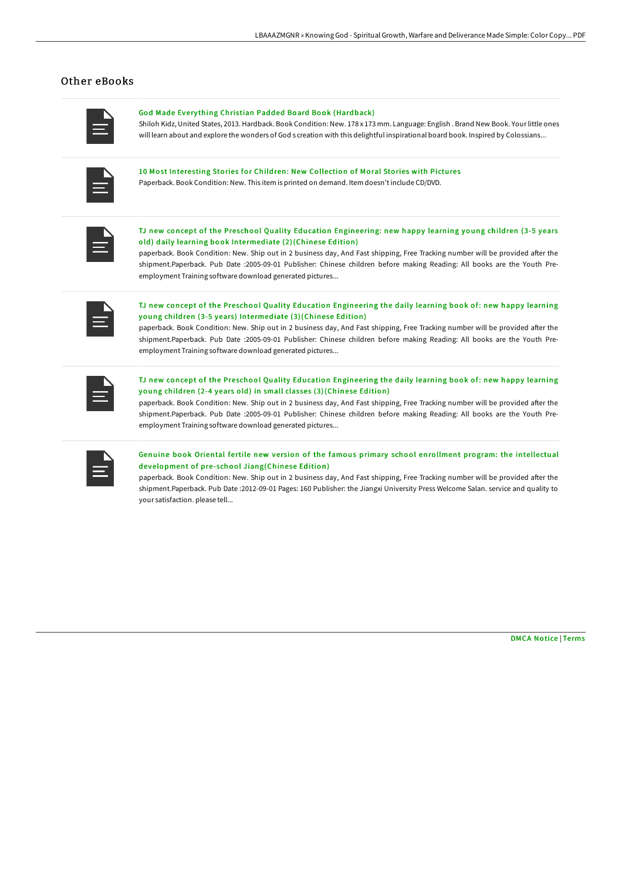## Other eBooks

### God Made Everything Christian Padded Board Book (Hardback)

Shiloh Kidz, United States, 2013. Hardback. Book Condition: New. 178 x 173 mm. Language: English . Brand New Book. Your little ones will learn about and explore the wonders of God s creation with this delightful inspirational board book. Inspired by Colossians...

### 10 Most Interesting Stories for Children: New Collection of Moral Stories with Pictures

Paperback. Book Condition: New. This item is printed on demand. Item doesn't include CD/DVD.

### TJ new concept of the Preschool Quality Education Engineering: new happy learning young children (3-5 years old) daily learning book Intermediate (2)(Chinese Edition)

paperback. Book Condition: New. Ship out in 2 business day, And Fast shipping, Free Tracking number will be provided after the shipment.Paperback. Pub Date :2005-09-01 Publisher: Chinese children before making Reading: All books are the Youth Pre-employment Training software download generated pictures...

### TJ new concept of the Preschool Quality Education Engineering the daily learning book of: new happy learning young children (3-5 years) Intermediate (3)(Chinese Edition)

paperback. Book Condition: New. Ship out in 2 business day, And Fast shipping, Free Tracking number will be provided after the shipment.Paperback. Pub Date :2005-09-01 Publisher: Chinese children before making Reading: All books are the Youth Pre-employment Training software download generated pictures...

### TJ new concept of the Preschool Quality Education Engineering the daily learning book of: new happy learning young children (2-4 years old) in small classes (3)(Chinese Edition)

paperback. Book Condition: New. Ship out in 2 business day, And Fast shipping, Free Tracking number will be provided after the shipment.Paperback. Pub Date :2005-09-01 Publisher: Chinese children before making Reading: All books are the Youth Pre-employment Training software download generated pictures...

### Genuine book Oriental fertile new version of the famous primary school enrollment program: the intellectual development of pre-school Jiang(Chinese Edition)

paperback. Book Condition: New. Ship out in 2 business day, And Fast shipping, Free Tracking number will be provided after the shipment.Paperback. Pub Date :2012-09-01 Pages: 160 Publisher: the Jiangxi University Press Welcome Salan. service and quality to your satisfaction. please tell...